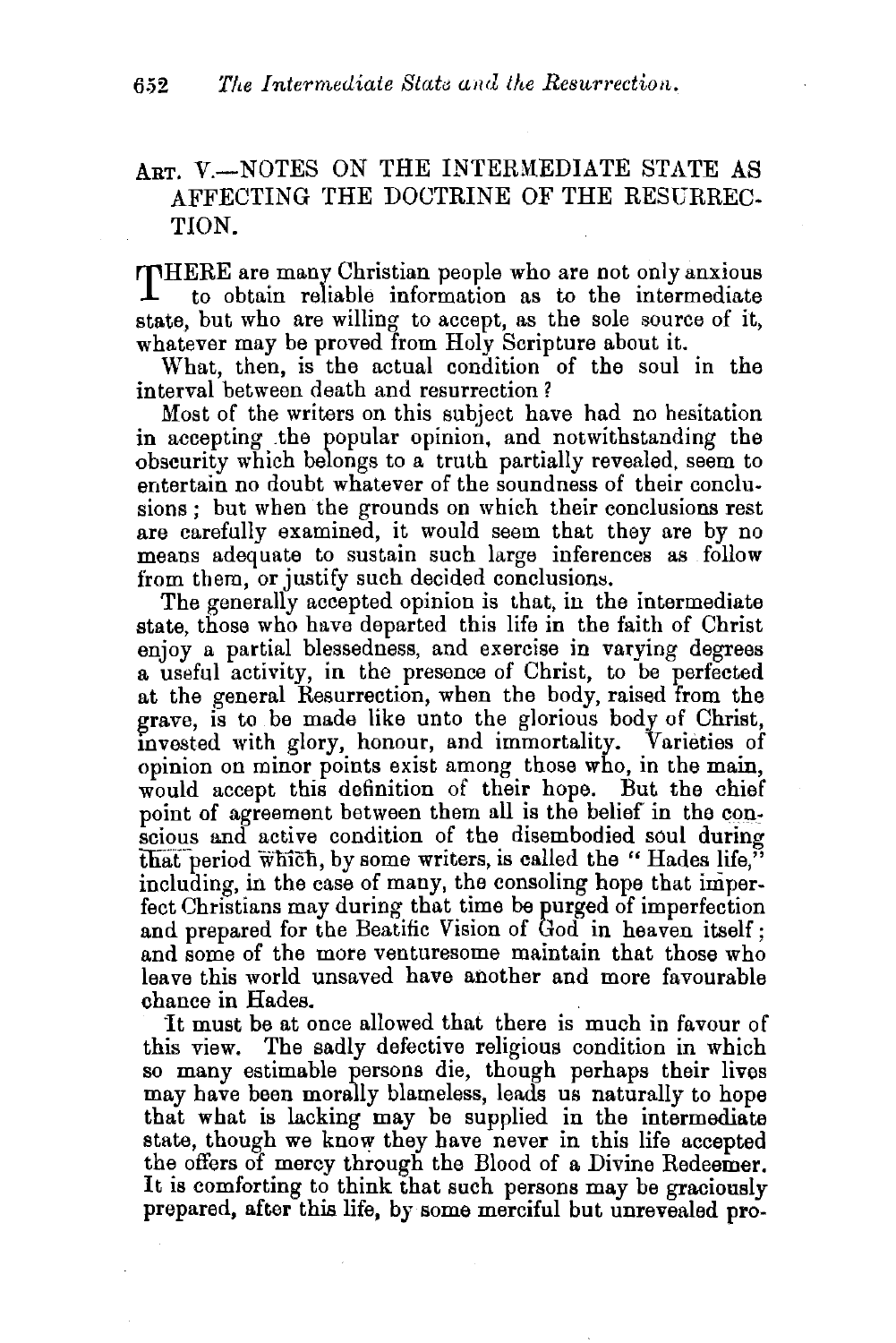# ART. V.—NOTES ON THE INTERMEDIATE STATE AS AFFECTING THE DOCTRINE OF THE RESURRECTION.

THERE are many Christian people who are not only anxious to obtain reliable information as to the intermediate state, but who are willing to accept, as the sole source of it, whatever may be proved from Holy Scripture about it.

What, then, is the actual condition of the soul in the interval between death and resurrection?

Most of the writers on this subject have had no hesitation in accepting the popular opinion, and notwithstanding the obscurity which belongs to a truth partially revealed, seem to entertain no doubt whatever of the soundness of their conclusions; but when the grounds on which their conclusions rest are carefully examined, it would seem that they are by no means adequate to sustain such large inferences as follow from them, or justify such decided conclusions.

The generally accepted opinion is that, in the intermediate state, those who have departed this life in the faith of Christ enjoy a partial blessedness, and exercise in varying degrees a useful activity, in the presence of Christ, to be perfected at the general Resurrection, when the body, raised from the grave, is to be made like unto the glorious body of Christ, invested with glory, honour, and immortality. Varieties of opinion on minor points exist among those who, in the main, would accept this definition of their hope. But the chief point of agreement between them all is the belief in the conscious and active condition of the disembodied soul during that period which, by some writers, is called the "Hades life," including, in the case of many, the consoling hope that imperfect Christians may during that time be purged of imperfection and prepared for the Beatific Vision of God in heaven itself; and some of the more venturesome maintain that those who leave this world unsaved have another and more favourable chance in Hades.

It must be at once allowed that there is much in favour of this view. The sadly defective religious condition in which so many estimable persons die, though perhaps their lives may have been morally blameless, leads us naturally to hope that what is lacking may be supplied in the intermediate state, though we know they have never in this life accepted the offers of mercy through the Blood of a Divine Redeemer. It is comforting to think that such persons may be graciously prepared, after this life, by some merciful but unrevealed pro-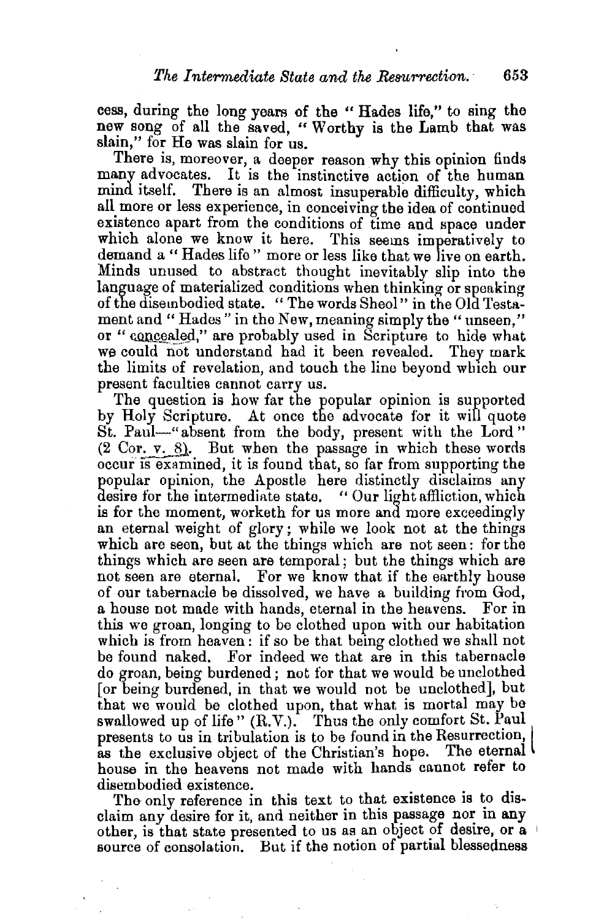cess, during the long years of the "Hades life," to sing the new song of all the saved, "Worthy is the Lamb that was slain," for He was slain for us.

There is, moreover, a deeper reason why this opinion finds many advocates. It is the instinctive action of the human mind itself. There is an almost insuperable difficulty, which all more or less experience, in conceiving the idea of continued existence apart from the conditions of time and space under which alone we know it here. This seems imperatively to demand a "Hades life" more or less like that we live on earth. Minds unused to abstract thought inevitably slip into the language of materialized conditions when thinking or speaking of the disembodied state. "The words Sheol" in the Old Testament and "Hades" in the New, meaning simply the "unseen," or "concealed," are probably used in Scripture to hide what we could not understand had it been revealed. They mark the limits of revelation, and touch the line beyond which our present faculties cannot carry us.

The question is how far the popular opinion is supported by Holy Scripture. At once the advocate for it will quote St. Paul—"absent from the body, present with the Lord" (2 Cor. v. 8). But when the passage in which these words occur is examined, it is found that, so far from supporting the popular opinion, the Apostle here distinctly disclaims any desire for the intermediate state. "Our light affliction, which is for the moment, worketh for us more and more exceedingly an eternal weight of glory; while we look not at the things which are seen, but at the things which are not seen: for the things which are seen are temporal; but the things which are not seen are eternal. For we know that if the earthly house of our tabernacle be dissolved, we have a building from God, a house not made with hands, eternal in the heavens. For in this we groan, longing to be clothed upon with our habitation which is from heaven: if so be that being clothed we shall not be found naked. For indeed we that are in this tabernacle do groan, being burdened; not for that we would be unclothed [or being burdened, in that we would not be unclothed], but that we would be clothed upon, that what is mortal may be swallowed up of life" (R.V.). Thus the only comfort St. Paul presents to us in tribulation is to be found in the Resurrection, as the exclusive object of the Christian's hope. The eternal house in the heavens not made with hands cannot refer to disembodied existence.

The only reference in this text to that existence is to disclaim any desire for it, and neither in this passage nor in any other, is that state presented to us as an object of desire, or a source of consolation. But if the notion of partial blessedness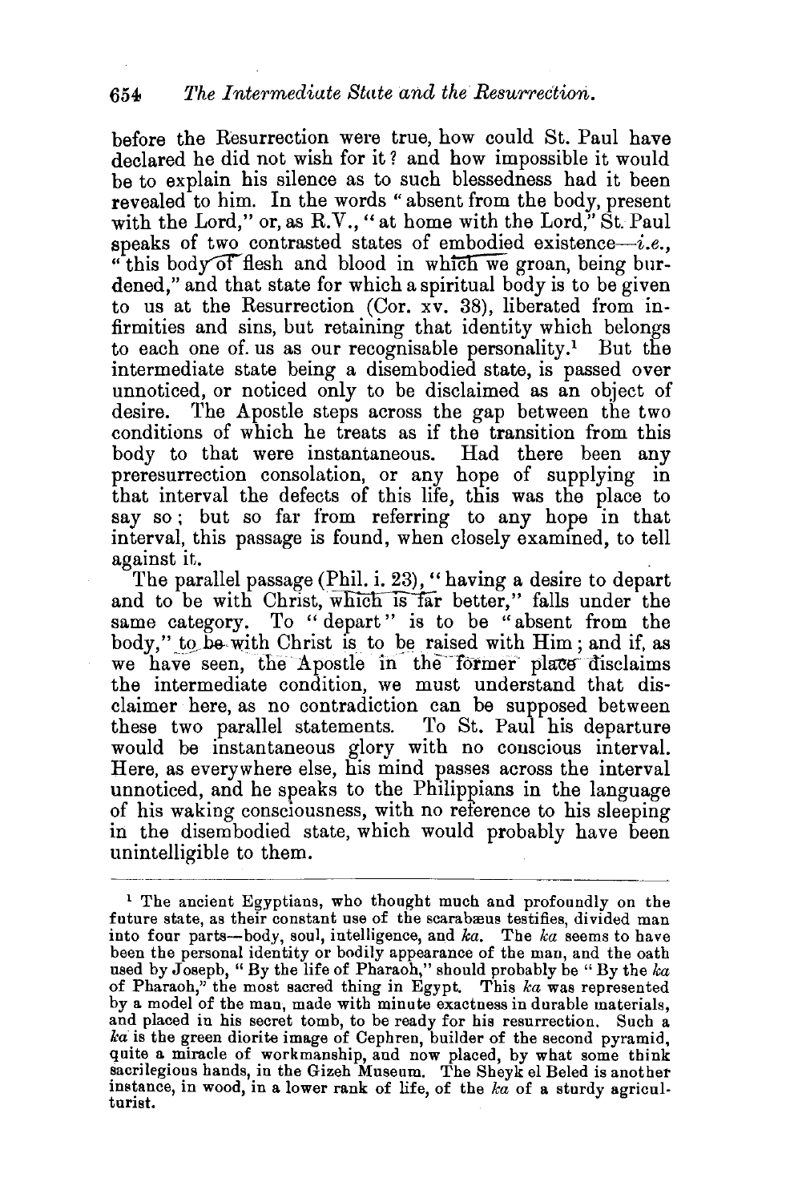before the Resurrection were true, how could St. Paul have declared he did not wish for it? and how impossible it would be to explain his silence as to such blessedness had it been revealed to him. In the words "absent from the body, present with the Lord," or, as R.V., "at home with the Lord," St. Paul speaks of two contrasted states of embodied existence—*i.e.*, "this body of flesh and blood in which we groan, being burdened," and that state for which a spiritual body is to be given to us at the Resurrection (Cor. xv. 38), liberated from infirmities and sins, but retaining that identity which belongs to each one of us as our recognisable personality.[1] But the intermediate state being a disembodied state, is passed over unnoticed, or noticed only to be disclaimed as an object of desire. The Apostle steps across the gap between the two conditions of which he treats as if the transition from this body to that were instantaneous. Had there been any preresurrection consolation, or any hope of supplying in that interval the defects of this life, this was the place to say so; but so far from referring to any hope in that interval, this passage is found, when closely examined, to tell against it.

The parallel passage (Phil. i. 23), "having a desire to depart and to be with Christ, which is far better," falls under the same category. To "depart" is to be "absent from the body," to be with Christ is to be raised with Him; and if, as we have seen, the Apostle in the former place disclaims the intermediate condition, we must understand that disclaimer here, as no contradiction can be supposed between these two parallel statements. To St. Paul his departure would be instantaneous glory with no conscious interval. Here, as everywhere else, his mind passes across the interval unnoticed, and he speaks to the Philippians in the language of his waking consciousness, with no reference to his sleeping in the disembodied state, which would probably have been unintelligible to them.

---

[1] The ancient Egyptians, who thought much and profoundly on the future state, as their constant use of the scarabæus testifies, divided man into four parts—body, soul, intelligence, and *ka*. The *ka* seems to have been the personal identity or bodily appearance of the man, and the oath used by Joseph, "By the life of Pharaoh," should probably be "By the *ka* of Pharaoh," the most sacred thing in Egypt. This *ka* was represented by a model of the man, made with minute exactness in durable materials, and placed in his secret tomb, to be ready for his resurrection. Such a *ka* is the green diorite image of Cephren, builder of the second pyramid, quite a miracle of workmanship, and now placed, by what some think sacrilegious hands, in the Gizeh Museum. The Sheyk el Beled is another instance, in wood, in a lower rank of life, of the *ka* of a sturdy agriculturist.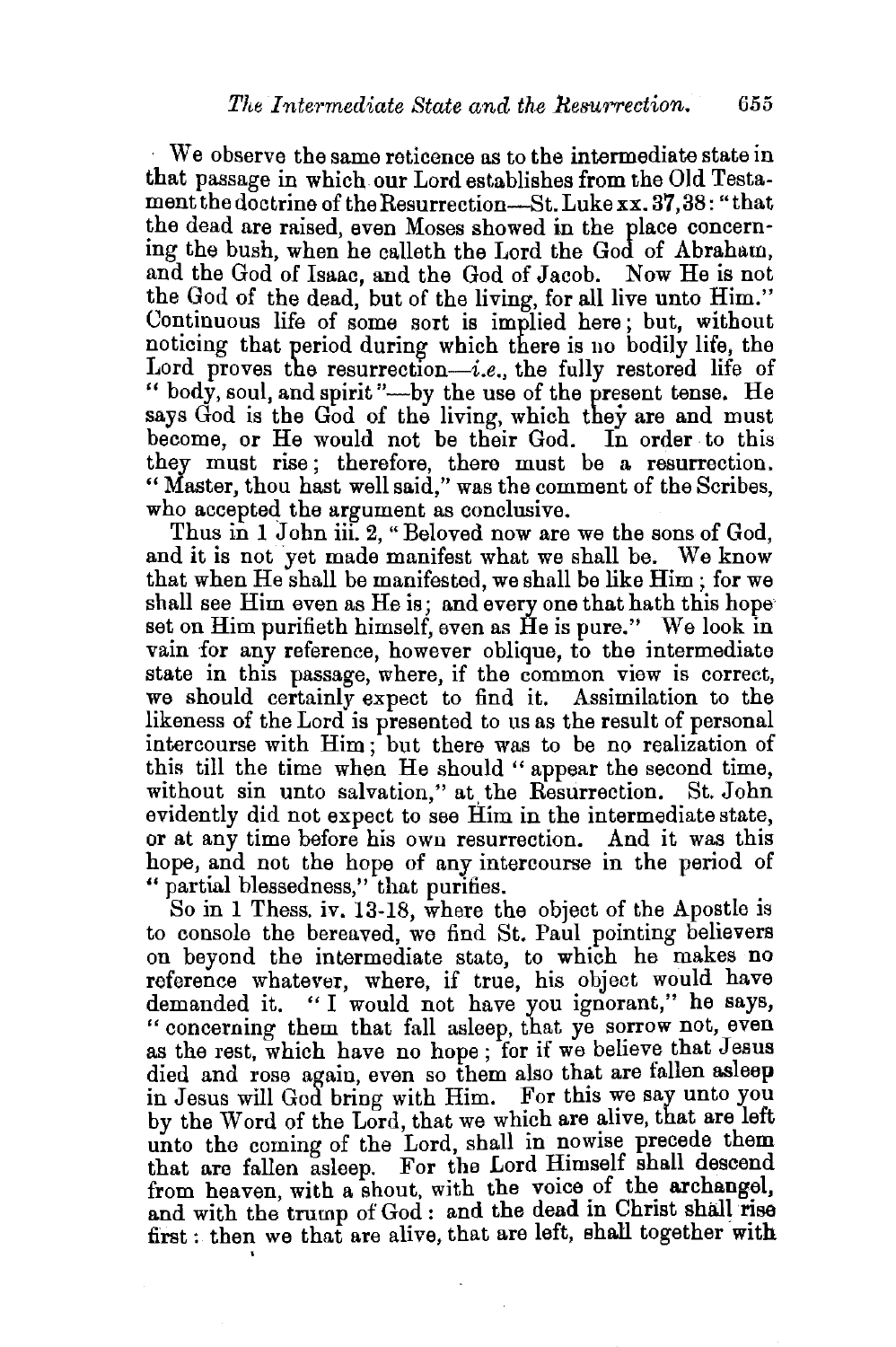We observe the same reticence as to the intermediate state in that passage in which our Lord establishes from the Old Testament the doctrine of the Resurrection—St. Luke xx. 37, 38: "that the dead are raised, even Moses showed in the place concerning the bush, when he calleth the Lord the God of Abraham, and the God of Isaac, and the God of Jacob. Now He is not the God of the dead, but of the living, for all live unto Him." Continuous life of some sort is implied here; but, without noticing that period during which there is no bodily life, the Lord proves the resurrection—*i.e.*, the fully restored life of "body, soul, and spirit"—by the use of the present tense. He says God is the God of the living, which they are and must become, or He would not be their God. In order to this they must rise; therefore, there must be a resurrection. "Master, thou hast well said," was the comment of the Scribes, who accepted the argument as conclusive.

Thus in 1 John iii. 2, "Beloved now are we the sons of God, and it is not yet made manifest what we shall be. We know that when He shall be manifested, we shall be like Him; for we shall see Him even as He is; and every one that hath this hope set on Him purifieth himself, even as He is pure." We look in vain for any reference, however oblique, to the intermediate state in this passage, where, if the common view is correct, we should certainly expect to find it. Assimilation to the likeness of the Lord is presented to us as the result of personal intercourse with Him; but there was to be no realization of this till the time when He should "appear the second time, without sin unto salvation," at the Resurrection. St. John evidently did not expect to see Him in the intermediate state, or at any time before his own resurrection. And it was this hope, and not the hope of any intercourse in the period of "partial blessedness," that purifies.

So in 1 Thess. iv. 13-18, where the object of the Apostle is to console the bereaved, we find St. Paul pointing believers on beyond the intermediate state, to which he makes no reference whatever, where, if true, his object would have demanded it. "I would not have you ignorant," he says, "concerning them that fall asleep, that ye sorrow not, even as the rest, which have no hope; for if we believe that Jesus died and rose again, even so them also that are fallen asleep in Jesus will God bring with Him. For this we say unto you by the Word of the Lord, that we which are alive, that are left unto the coming of the Lord, shall in nowise precede them that are fallen asleep. For the Lord Himself shall descend from heaven, with a shout, with the voice of the archangel, and with the trump of God: and the dead in Christ shall rise first: then we that are alive, that are left, shall together with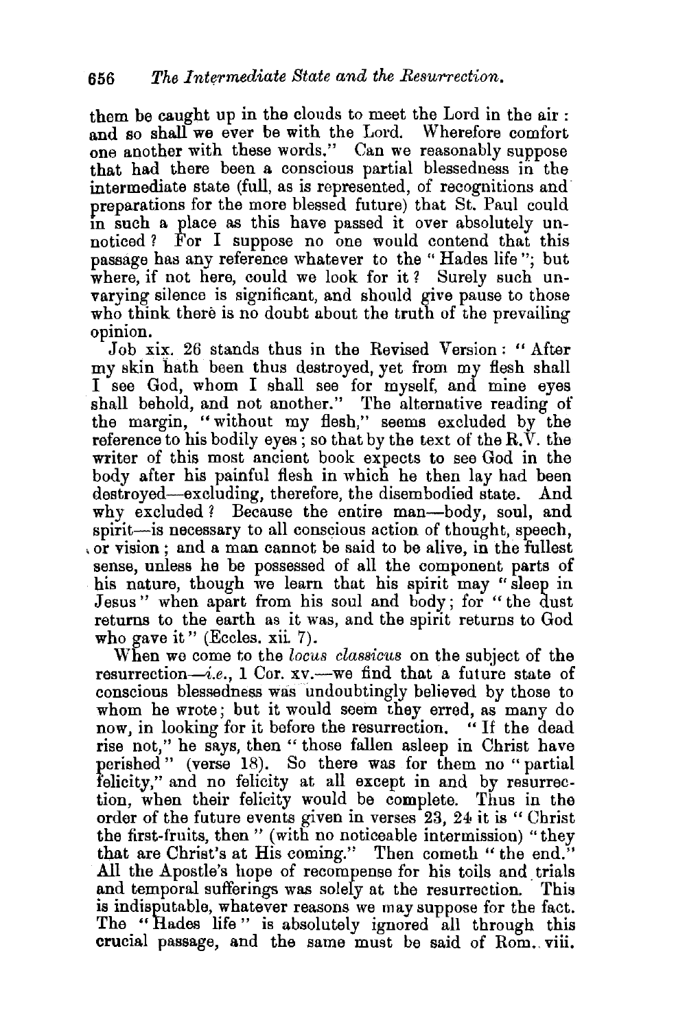them be caught up in the clouds to meet the Lord in the air: and so shall we ever be with the Lord. Wherefore comfort one another with these words." Can we reasonably suppose that had there been a conscious partial blessedness in the intermediate state (full, as is represented, of recognitions and preparations for the more blessed future) that St. Paul could in such a place as this have passed it over absolutely unnoticed? For I suppose no one would contend that this passage has any reference whatever to the "Hades life"; but where, if not here, could we look for it? Surely such unvarying silence is significant, and should give pause to those who think there is no doubt about the truth of the prevailing opinion.

Job xix. 26 stands thus in the Revised Version: "After my skin hath been thus destroyed, yet from my flesh shall I see God, whom I shall see for myself, and mine eyes shall behold, and not another." The alternative reading of the margin, "without my flesh," seems excluded by the reference to his bodily eyes; so that by the text of the R.V. the writer of this most ancient book expects to see God in the body after his painful flesh in which he then lay had been destroyed—excluding, therefore, the disembodied state. And why excluded? Because the entire man—body, soul, and spirit—is necessary to all conscious action of thought, speech, or vision; and a man cannot be said to be alive, in the fullest sense, unless he be possessed of all the component parts of his nature, though we learn that his spirit may "sleep in Jesus" when apart from his soul and body; for "the dust returns to the earth as it was, and the spirit returns to God who gave it" (Eccles. xii. 7).

When we come to the *locus classicus* on the subject of the resurrection—*i.e.*, 1 Cor. xv.—we find that a future state of conscious blessedness was undoubtingly believed by those to whom he wrote; but it would seem they erred, as many do now, in looking for it before the resurrection. "If the dead rise not," he says, then "those fallen asleep in Christ have perished" (verse 18). So there was for them no "partial felicity," and no felicity at all except in and by resurrection, when their felicity would be complete. Thus in the order of the future events given in verses 23, 24 it is "Christ the first-fruits, then" (with no noticeable intermission) "they that are Christ's at His coming." Then cometh "the end." All the Apostle's hope of recompense for his toils and trials and temporal sufferings was solely at the resurrection. This is indisputable, whatever reasons we may suppose for the fact. The "Hades life" is absolutely ignored all through this crucial passage, and the same must be said of Rom. viii.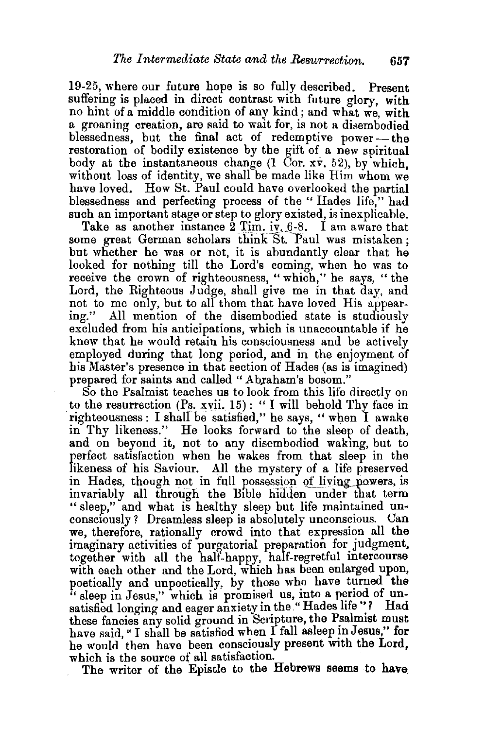19-25, where our future hope is so fully described. Present suffering is placed in direct contrast with future glory, with no hint of a middle condition of any kind; and what we, with a groaning creation, are said to wait for, is not a disembodied blessedness, but the final act of redemptive power — the restoration of bodily existence by the gift of a new spiritual body at the instantaneous change (1 Cor. xv. 52), by which, without loss of identity, we shall be made like Him whom we have loved. How St. Paul could have overlooked the partial blessedness and perfecting process of the "Hades life," had such an important stage or step to glory existed, is inexplicable.

Take as another instance 2 Tim. iv. 6-8. I am aware that some great German scholars think St. Paul was mistaken; but whether he was or not, it is abundantly clear that he looked for nothing till the Lord's coming, when he was to receive the crown of righteousness, "which," he says, "the Lord, the Righteous Judge, shall give me in that day, and not to me only, but to all them that have loved His appearing." All mention of the disembodied state is studiously excluded from his anticipations, which is unaccountable if he knew that he would retain his consciousness and be actively employed during that long period, and in the enjoyment of his Master's presence in that section of Hades (as is imagined) prepared for saints and called "Abraham's bosom."

So the Psalmist teaches us to look from this life directly on to the resurrection (Ps. xvii. 15): "I will behold Thy face in righteousness: I shall be satisfied," he says, "when I awake in Thy likeness." He looks forward to the sleep of death, and on beyond it, not to any disembodied waking, but to perfect satisfaction when he wakes from that sleep in the likeness of his Saviour. All the mystery of a life preserved in Hades, though not in full possession of living powers, is invariably all through the Bible hidden under that term "sleep," and what is healthy sleep but life maintained unconsciously? Dreamless sleep is absolutely unconscious. Can we, therefore, rationally crowd into that expression all the imaginary activities of purgatorial preparation for judgment, together with all the half-happy, half-regretful intercourse with each other and the Lord, which has been enlarged upon, poetically and unpoetically, by those who have turned the "sleep in Jesus," which is promised us, into a period of unsatisfied longing and eager anxiety in the "Hades life"? Had these fancies any solid ground in Scripture, the Psalmist must have said, "I shall be satisfied when I fall asleep in Jesus," for he would then have been consciously present with the Lord, which is the source of all satisfaction.

The writer of the Epistle to the Hebrews seems to have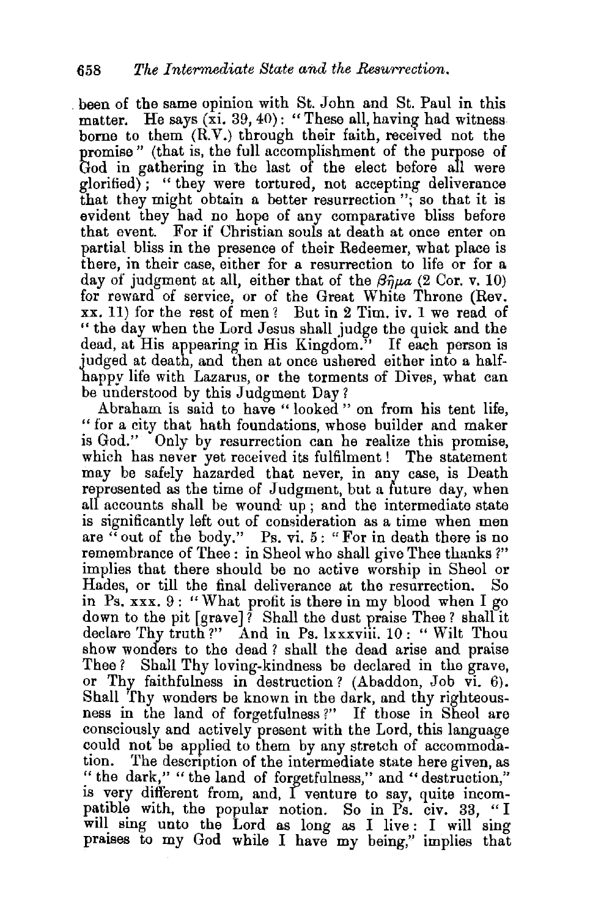been of the same opinion with St. John and St. Paul in this matter. He says (xi. 39, 40): "These all, having had witness borne to them (R.V.) through their faith, received not the promise" (that is, the full accomplishment of the purpose of God in gathering in the last of the elect before all were glorified); "they were tortured, not accepting deliverance that they might obtain a better resurrection"; so that it is evident they had no hope of any comparative bliss before that event. For if Christian souls at death at once enter on partial bliss in the presence of their Redeemer, what place is there, in their case, either for a resurrection to life or for a day of judgment at all, either that of the βῆμα (2 Cor. v. 10) for reward of service, or of the Great White Throne (Rev. xx. 11) for the rest of men? But in 2 Tim. iv. 1 we read of "the day when the Lord Jesus shall judge the quick and the dead, at His appearing in His Kingdom." If each person is judged at death, and then at once ushered either into a half-happy life with Lazarus, or the torments of Dives, what can be understood by this Judgment Day?

Abraham is said to have "looked" on from his tent life, "for a city that hath foundations, whose builder and maker is God." Only by resurrection can he realize this promise, which has never yet received its fulfilment! The statement may be safely hazarded that never, in any case, is Death represented as the time of Judgment, but a future day, when all accounts shall be wound up; and the intermediate state is significantly left out of consideration as a time when men are "out of the body." Ps. vi. 5: "For in death there is no remembrance of Thee: in Sheol who shall give Thee thanks?" implies that there should be no active worship in Sheol or Hades, or till the final deliverance at the resurrection. So in Ps. xxx. 9: "What profit is there in my blood when I go down to the pit [grave]? Shall the dust praise Thee? shall it declare Thy truth?" And in Ps. lxxxviii. 10: "Wilt Thou show wonders to the dead? shall the dead arise and praise Thee? Shall Thy loving-kindness be declared in the grave, or Thy faithfulness in destruction? (Abaddon, Job vi. 6). Shall Thy wonders be known in the dark, and thy righteousness in the land of forgetfulness?" If those in Sheol are consciously and actively present with the Lord, this language could not be applied to them by any stretch of accommodation. The description of the intermediate state here given, as "the dark," "the land of forgetfulness," and "destruction," is very different from, and, I venture to say, quite incompatible with, the popular notion. So in Ps. civ. 33, "I will sing unto the Lord as long as I live: I will sing praises to my God while I have my being," implies that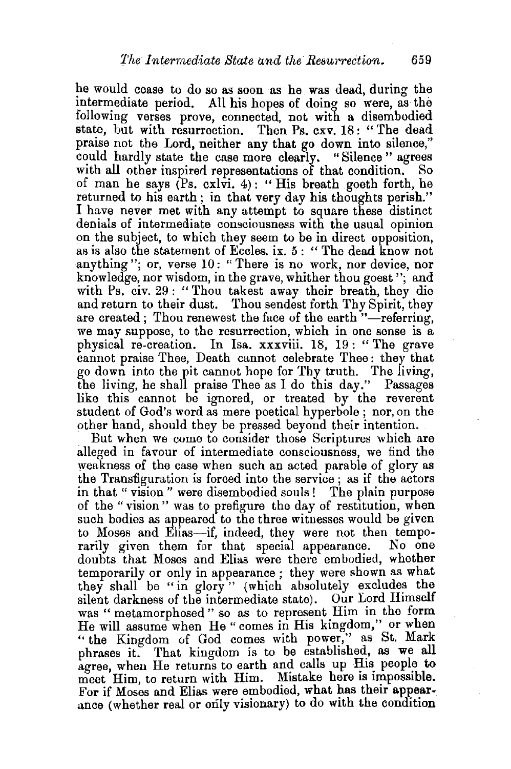he would cease to do so as soon as he was dead, during the intermediate period. All his hopes of doing so were, as the following verses prove, connected, not with a disembodied state, but with resurrection. Then Ps. cxv. 18: "The dead praise not the Lord, neither any that go down into silence," could hardly state the case more clearly. "Silence" agrees with all other inspired representations of that condition. So of man he says (Ps. cxlvi. 4): "His breath goeth forth, he returned to his earth; in that very day his thoughts perish." I have never met with any attempt to square these distinct denials of intermediate consciousness with the usual opinion on the subject, to which they seem to be in direct opposition, as is also the statement of Eccles. ix. 5: "The dead know not anything"; or, verse 10: "There is no work, nor device, nor knowledge, nor wisdom, in the grave, whither thou goest"; and with Ps. civ. 29: "Thou takest away their breath, they die and return to their dust. Thou sendest forth Thy Spirit, they are created; Thou renewest the face of the earth"—referring, we may suppose, to the resurrection, which in one sense is a physical re-creation. In Isa. xxxviii. 18, 19: "The grave cannot praise Thee, Death cannot celebrate Thee: they that go down into the pit cannot hope for Thy truth. The living, the living, he shall praise Thee as I do this day." Passages like this cannot be ignored, or treated by the reverent student of God's word as mere poetical hyperbole; nor, on the other hand, should they be pressed beyond their intention.

But when we come to consider those Scriptures which are alleged in favour of intermediate consciousness, we find the weakness of the case when such an acted parable of glory as the Transfiguration is forced into the service; as if the actors in that "vision" were disembodied souls! The plain purpose of the "vision" was to prefigure the day of restitution, when such bodies as appeared to the three witnesses would be given to Moses and Elias—if, indeed, they were not then temporarily given them for that special appearance. No one doubts that Moses and Elias were there embodied, whether temporarily or only in appearance; they were shown as what they shall be "in glory" (which absolutely excludes the silent darkness of the intermediate state). Our Lord Himself was "metamorphosed" so as to represent Him in the form He will assume when He "comes in His kingdom," or when "the Kingdom of God comes with power," as St. Mark phrases it. That kingdom is to be established, as we all agree, when He returns to earth and calls up His people to meet Him, to return with Him. Mistake here is impossible. For if Moses and Elias were embodied, what has their appearance (whether real or only visionary) to do with the condition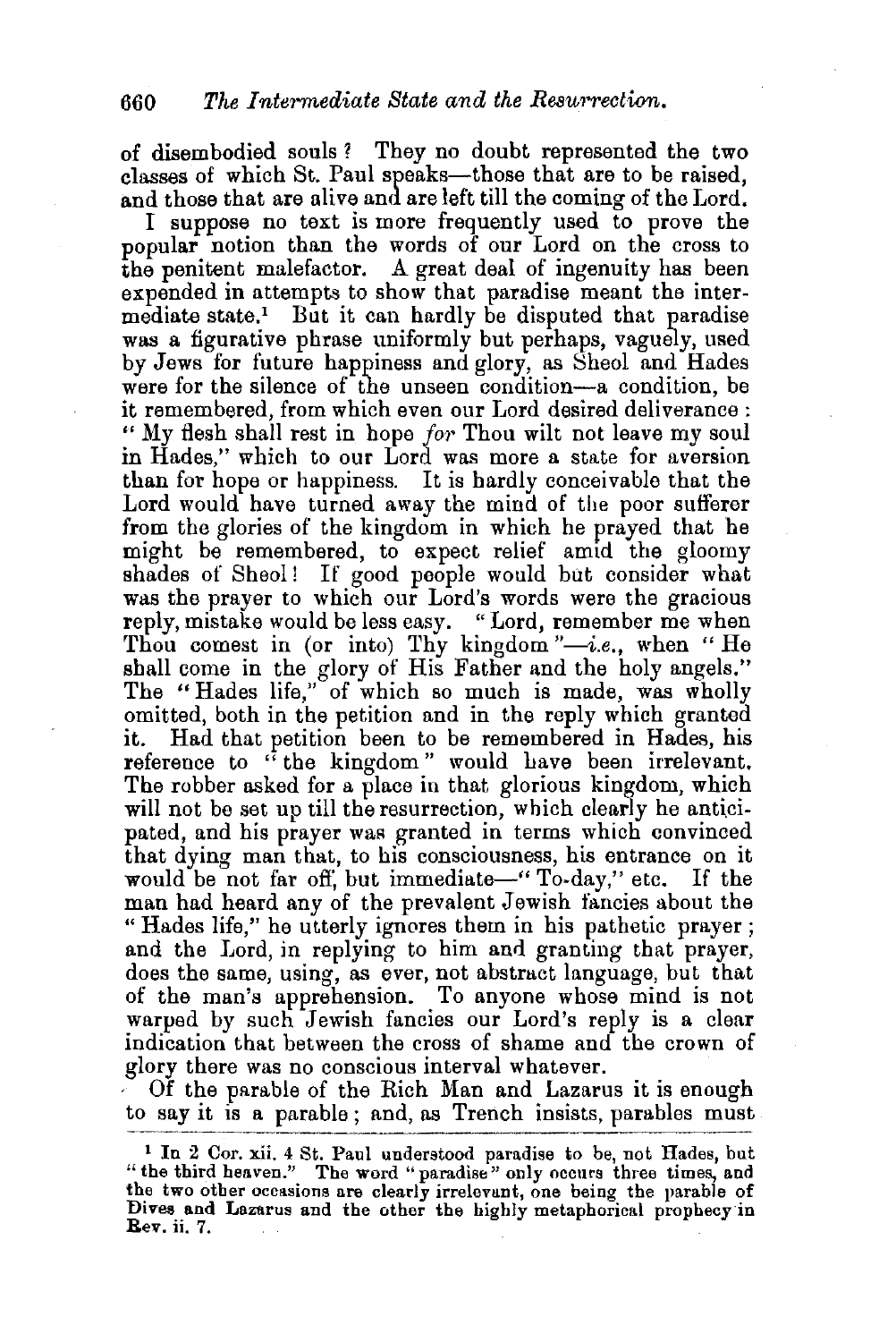of disembodied souls? They no doubt represented the two classes of which St. Paul speaks—those that are to be raised, and those that are alive and are left till the coming of the Lord.

I suppose no text is more frequently used to prove the popular notion than the words of our Lord on the cross to the penitent malefactor. A great deal of ingenuity has been expended in attempts to show that paradise meant the intermediate state.[1] But it can hardly be disputed that paradise was a figurative phrase uniformly but perhaps, vaguely, used by Jews for future happiness and glory, as Sheol and Hades were for the silence of the unseen condition—a condition, be it remembered, from which even our Lord desired deliverance: "My flesh shall rest in hope *for* Thou wilt not leave my soul in Hades," which to our Lord was more a state for aversion than for hope or happiness. It is hardly conceivable that the Lord would have turned away the mind of the poor sufferer from the glories of the kingdom in which he prayed that he might be remembered, to expect relief amid the gloomy shades of Sheol! If good people would but consider what was the prayer to which our Lord's words were the gracious reply, mistake would be less easy. "Lord, remember me when Thou comest in (or into) Thy kingdom"—*i.e.*, when "He shall come in the glory of His Father and the holy angels." The "Hades life," of which so much is made, was wholly omitted, both in the petition and in the reply which granted it. Had that petition been to be remembered in Hades, his reference to "the kingdom" would have been irrelevant. The robber asked for a place in that glorious kingdom, which will not be set up till the resurrection, which clearly he anticipated, and his prayer was granted in terms which convinced that dying man that, to his consciousness, his entrance on it would be not far off, but immediate—"To-day," etc. If the man had heard any of the prevalent Jewish fancies about the "Hades life," he utterly ignores them in his pathetic prayer; and the Lord, in replying to him and granting that prayer, does the same, using, as ever, not abstract language, but that of the man's apprehension. To anyone whose mind is not warped by such Jewish fancies our Lord's reply is a clear indication that between the cross of shame and the crown of glory there was no conscious interval whatever.

Of the parable of the Rich Man and Lazarus it is enough to say it is a parable; and, as Trench insists, parables must

[1] In 2 Cor. xii. 4 St. Paul understood paradise to be, not Hades, but "the third heaven." The word "paradise" only occurs three times, and the two other occasions are clearly irrelevant, one being the parable of Dives and Lazarus and the other the highly metaphorical prophecy in Rev. ii. 7.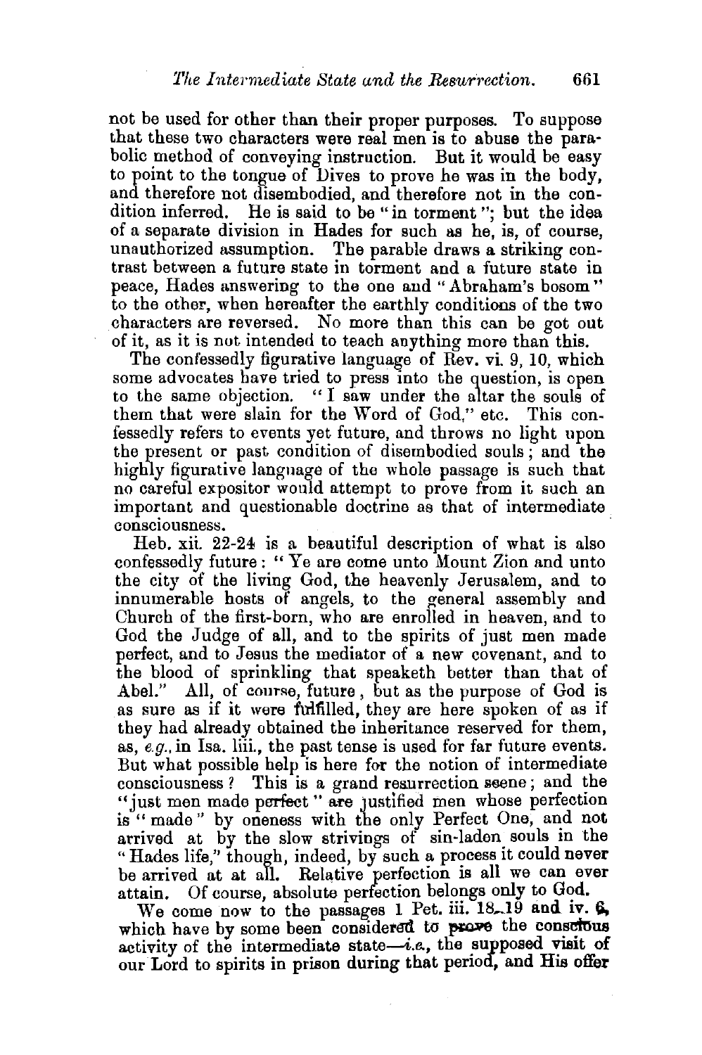not be used for other than their proper purposes. To suppose that these two characters were real men is to abuse the parabolic method of conveying instruction. But it would be easy to point to the tongue of Dives to prove he was in the body, and therefore not disembodied, and therefore not in the condition inferred. He is said to be "in torment"; but the idea of a separate division in Hades for such as he, is, of course, unauthorized assumption. The parable draws a striking contrast between a future state in torment and a future state in peace, Hades answering to the one and "Abraham's bosom" to the other, when hereafter the earthly conditions of the two characters are reversed. No more than this can be got out of it, as it is not intended to teach anything more than this.

The confessedly figurative language of Rev. vi. 9, 10, which some advocates have tried to press into the question, is open to the same objection. "I saw under the altar the souls of them that were slain for the Word of God," etc. This confessedly refers to events yet future, and throws no light upon the present or past condition of disembodied souls; and the highly figurative language of the whole passage is such that no careful expositor would attempt to prove from it such an important and questionable doctrine as that of intermediate consciousness.

Heb. xii. 22-24 is a beautiful description of what is also confessedly future: "Ye are come unto Mount Zion and unto the city of the living God, the heavenly Jerusalem, and to innumerable hosts of angels, to the general assembly and Church of the first-born, who are enrolled in heaven, and to God the Judge of all, and to the spirits of just men made perfect, and to Jesus the mediator of a new covenant, and to the blood of sprinkling that speaketh better than that of Abel." All, of course, future, but as the purpose of God is as sure as if it were fulfilled, they are here spoken of as if they had already obtained the inheritance reserved for them, as, *e.g.*, in Isa. liii., the past tense is used for far future events. But what possible help is here for the notion of intermediate consciousness? This is a grand resurrection scene; and the "just men made perfect" are justified men whose perfection is "made" by oneness with the only Perfect One, and not arrived at by the slow strivings of sin-laden souls in the "Hades life," though, indeed, by such a process it could never be arrived at at all. Relative perfection is all we can ever attain. Of course, absolute perfection belongs only to God.

We come now to the passages 1 Pet. iii. 18-19 and iv. 6, which have by some been considered to prove the conscious activity of the intermediate state—*i.e.*, the supposed visit of our Lord to spirits in prison during that period, and His offer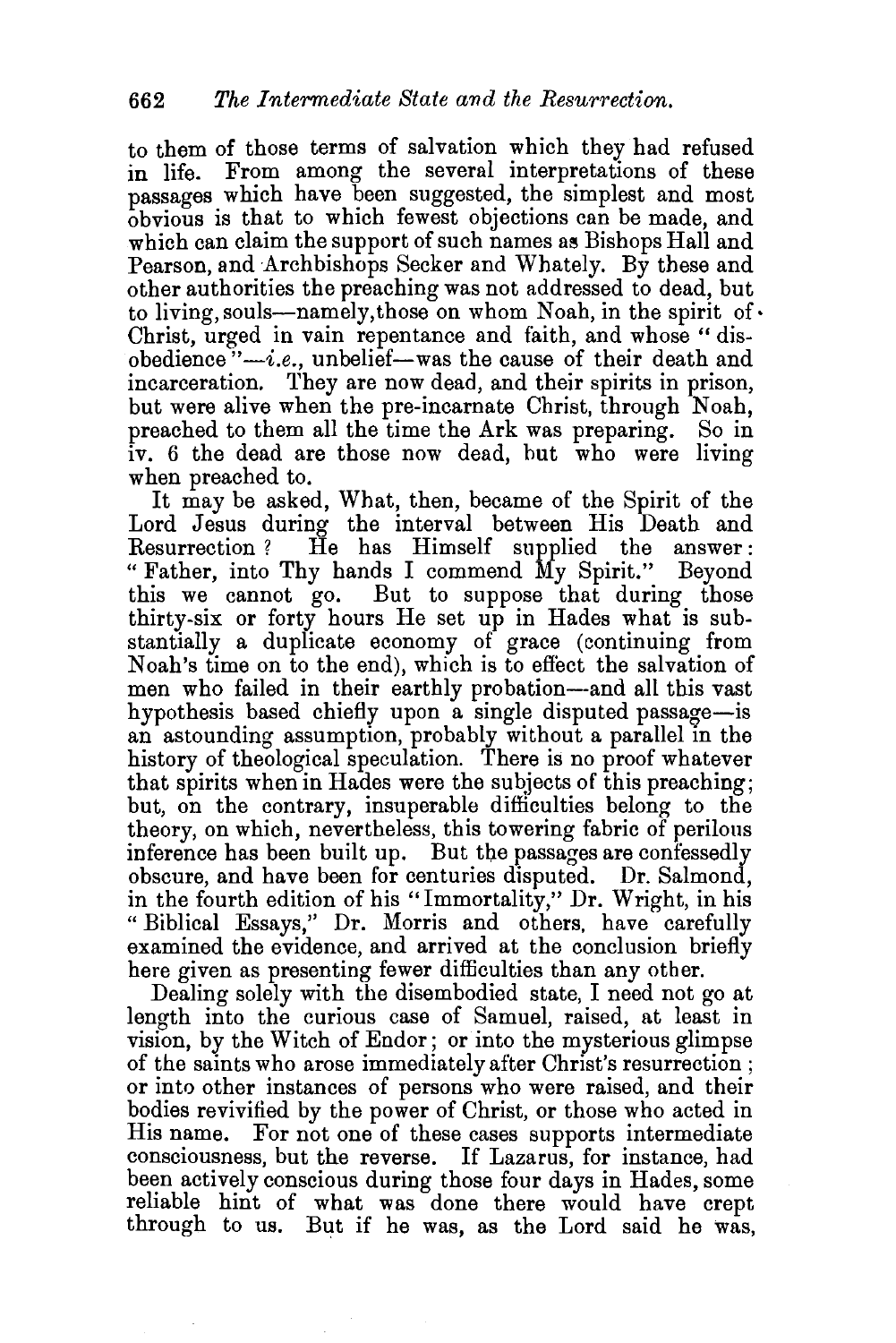to them of those terms of salvation which they had refused in life. From among the several interpretations of these passages which have been suggested, the simplest and most obvious is that to which fewest objections can be made, and which can claim the support of such names as Bishops Hall and Pearson, and Archbishops Secker and Whately. By these and other authorities the preaching was not addressed to dead, but to living, souls—namely, those on whom Noah, in the spirit of Christ, urged in vain repentance and faith, and whose "disobedience"—*i.e.*, unbelief—was the cause of their death and incarceration. They are now dead, and their spirits in prison, but were alive when the pre-incarnate Christ, through Noah, preached to them all the time the Ark was preparing. So in iv. 6 the dead are those now dead, but who were living when preached to.

It may be asked, What, then, became of the Spirit of the Lord Jesus during the interval between His Death and Resurrection? He has Himself supplied the answer: "Father, into Thy hands I commend My Spirit." Beyond this we cannot go. But to suppose that during those thirty-six or forty hours He set up in Hades what is substantially a duplicate economy of grace (continuing from Noah's time on to the end), which is to effect the salvation of men who failed in their earthly probation—and all this vast hypothesis based chiefly upon a single disputed passage—is an astounding assumption, probably without a parallel in the history of theological speculation. There is no proof whatever that spirits when in Hades were the subjects of this preaching; but, on the contrary, insuperable difficulties belong to the theory, on which, nevertheless, this towering fabric of perilous inference has been built up. But the passages are confessedly obscure, and have been for centuries disputed. Dr. Salmond, in the fourth edition of his "Immortality," Dr. Wright, in his "Biblical Essays," Dr. Morris and others, have carefully examined the evidence, and arrived at the conclusion briefly here given as presenting fewer difficulties than any other.

Dealing solely with the disembodied state, I need not go at length into the curious case of Samuel, raised, at least in vision, by the Witch of Endor; or into the mysterious glimpse of the saints who arose immediately after Christ's resurrection; or into other instances of persons who were raised, and their bodies revivified by the power of Christ, or those who acted in His name. For not one of these cases supports intermediate consciousness, but the reverse. If Lazarus, for instance, had been actively conscious during those four days in Hades, some reliable hint of what was done there would have crept through to us. But if he was, as the Lord said he was,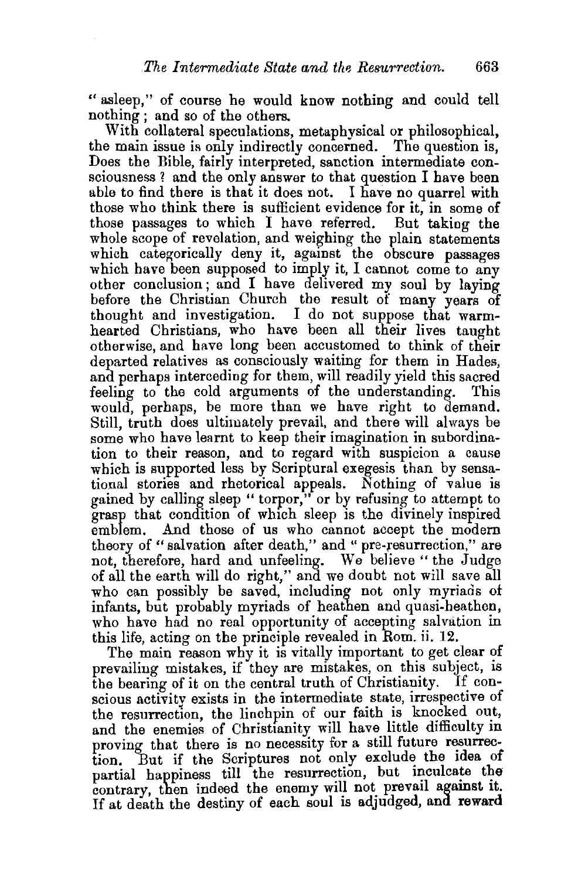"asleep," of course he would know nothing and could tell nothing; and so of the others.

With collateral speculations, metaphysical or philosophical, the main issue is only indirectly concerned. The question is, Does the Bible, fairly interpreted, sanction intermediate consciousness? and the only answer to that question I have been able to find there is that it does not. I have no quarrel with those who think there is sufficient evidence for it, in some of those passages to which I have referred. But taking the whole scope of revelation, and weighing the plain statements which categorically deny it, against the obscure passages which have been supposed to imply it, I cannot come to any other conclusion; and I have delivered my soul by laying before the Christian Church the result of many years of thought and investigation. I do not suppose that warm-hearted Christians, who have been all their lives taught otherwise, and have long been accustomed to think of their departed relatives as consciously waiting for them in Hades, and perhaps interceding for them, will readily yield this sacred feeling to the cold arguments of the understanding. This would, perhaps, be more than we have right to demand. Still, truth does ultimately prevail, and there will always be some who have learnt to keep their imagination in subordination to their reason, and to regard with suspicion a cause which is supported less by Scriptural exegesis than by sensational stories and rhetorical appeals. Nothing of value is gained by calling sleep "torpor," or by refusing to attempt to grasp that condition of which sleep is the divinely inspired emblem. And those of us who cannot accept the modern theory of "salvation after death," and "pre-resurrection," are not, therefore, hard and unfeeling. We believe "the Judge of all the earth will do right," and we doubt not will save all who can possibly be saved, including not only myriads of infants, but probably myriads of heathen and quasi-heathen, who have had no real opportunity of accepting salvation in this life, acting on the principle revealed in Rom. ii. 12.

The main reason why it is vitally important to get clear of prevailing mistakes, if they are mistakes, on this subject, is the bearing of it on the central truth of Christianity. If conscious activity exists in the intermediate state, irrespective of the resurrection, the linchpin of our faith is knocked out, and the enemies of Christianity will have little difficulty in proving that there is no necessity for a still future resurrection. But if the Scriptures not only exclude the idea of partial happiness till the resurrection, but inculcate the contrary, then indeed the enemy will not prevail against it. If at death the destiny of each soul is adjudged, and reward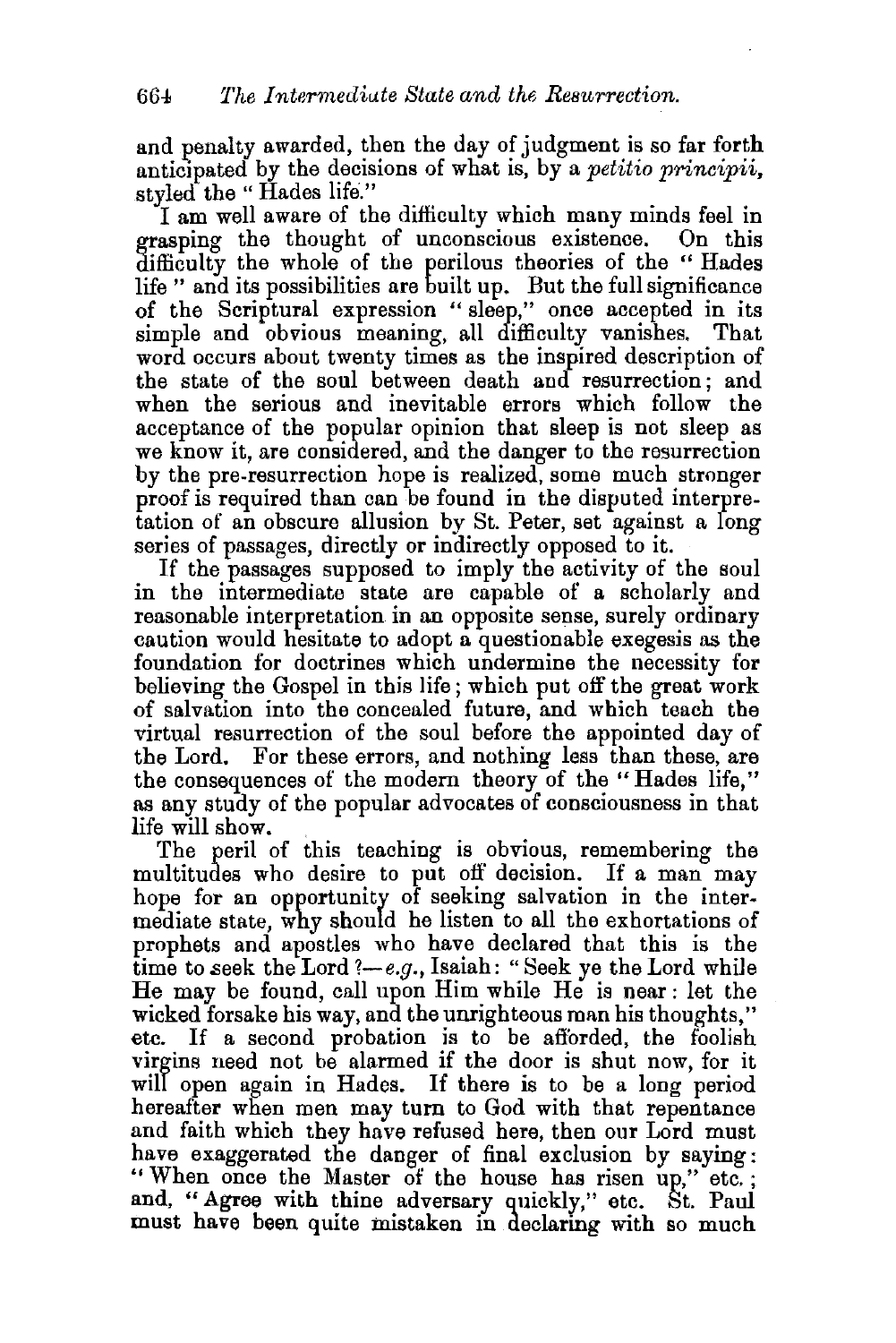and penalty awarded, then the day of judgment is so far forth anticipated by the decisions of what is, by a *petitio principii*, styled the "Hades life."

I am well aware of the difficulty which many minds feel in grasping the thought of unconscious existence. On this difficulty the whole of the perilous theories of the "Hades life" and its possibilities are built up. But the full significance of the Scriptural expression "sleep," once accepted in its simple and obvious meaning, all difficulty vanishes. That word occurs about twenty times as the inspired description of the state of the soul between death and resurrection; and when the serious and inevitable errors which follow the acceptance of the popular opinion that sleep is not sleep as we know it, are considered, and the danger to the resurrection by the pre-resurrection hope is realized, some much stronger proof is required than can be found in the disputed interpretation of an obscure allusion by St. Peter, set against a long series of passages, directly or indirectly opposed to it.

If the passages supposed to imply the activity of the soul in the intermediate state are capable of a scholarly and reasonable interpretation in an opposite sense, surely ordinary caution would hesitate to adopt a questionable exegesis as the foundation for doctrines which undermine the necessity for believing the Gospel in this life; which put off the great work of salvation into the concealed future, and which teach the virtual resurrection of the soul before the appointed day of the Lord. For these errors, and nothing less than these, are the consequences of the modern theory of the "Hades life," as any study of the popular advocates of consciousness in that life will show.

The peril of this teaching is obvious, remembering the multitudes who desire to put off decision. If a man may hope for an opportunity of seeking salvation in the intermediate state, why should he listen to all the exhortations of prophets and apostles who have declared that this is the time to seek the Lord?—*e.g.*, Isaiah: "Seek ye the Lord while He may be found, call upon Him while He is near: let the wicked forsake his way, and the unrighteous man his thoughts," etc. If a second probation is to be afforded, the foolish virgins need not be alarmed if the door is shut now, for it will open again in Hades. If there is to be a long period hereafter when men may turn to God with that repentance and faith which they have refused here, then our Lord must have exaggerated the danger of final exclusion by saying: "When once the Master of the house has risen up," etc.; and, "Agree with thine adversary quickly," etc. St. Paul must have been quite mistaken in declaring with so much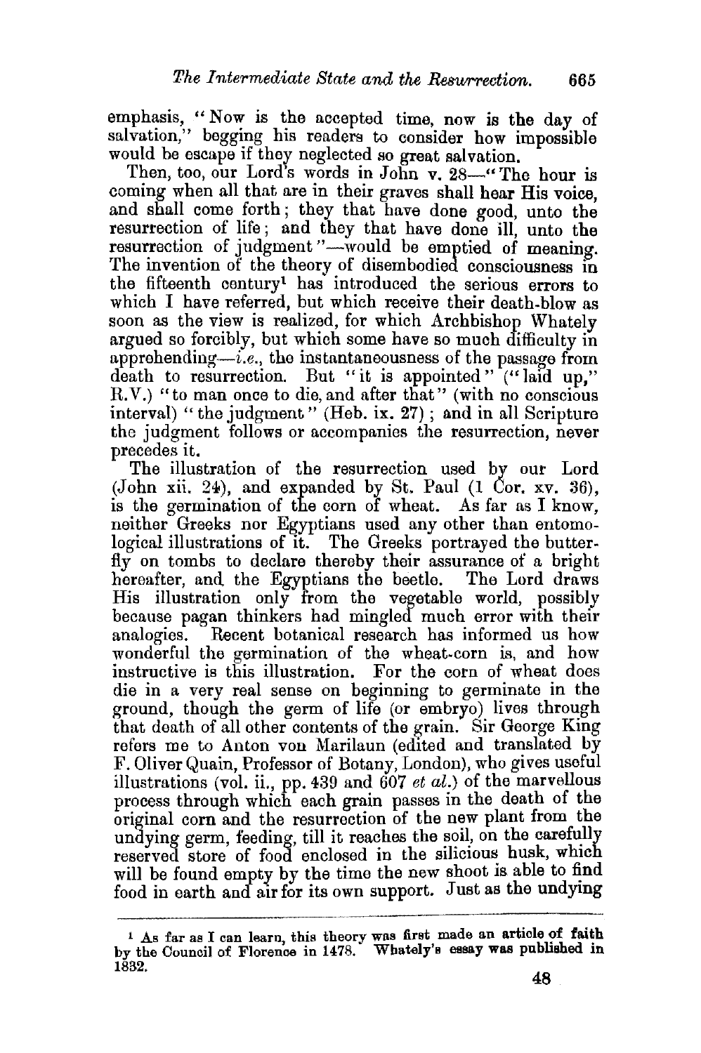emphasis, "Now is the accepted time, now is the day of salvation," begging his readers to consider how impossible would be escape if they neglected so great salvation.

Then, too, our Lord's words in John v. 28—"The hour is coming when all that are in their graves shall hear His voice, and shall come forth; they that have done good, unto the resurrection of life; and they that have done ill, unto the resurrection of judgment"—would be emptied of meaning. The invention of the theory of disembodied consciousness in the fifteenth century[1] has introduced the serious errors to which I have referred, but which receive their death-blow as soon as the view is realized, for which Archbishop Whately argued so forcibly, but which some have so much difficulty in apprehending—*i.e.*, the instantaneousness of the passage from death to resurrection. But "it is appointed" ("laid up," R.V.) "to man once to die, and after that" (with no conscious interval) "the judgment" (Heb. ix. 27); and in all Scripture the judgment follows or accompanies the resurrection, never precedes it.

The illustration of the resurrection used by our Lord (John xii. 24), and expanded by St. Paul (1 Cor. xv. 36), is the germination of the corn of wheat. As far as I know, neither Greeks nor Egyptians used any other than entomological illustrations of it. The Greeks portrayed the butterfly on tombs to declare thereby their assurance of a bright hereafter, and the Egyptians the beetle. The Lord draws His illustration only from the vegetable world, possibly because pagan thinkers had mingled much error with their analogies. Recent botanical research has informed us how wonderful the germination of the wheat-corn is, and how instructive is this illustration. For the corn of wheat does die in a very real sense on beginning to germinate in the ground, though the germ of life (or embryo) lives through that death of all other contents of the grain. Sir George King refers me to Anton von Marilaun (edited and translated by F. Oliver Quain, Professor of Botany, London), who gives useful illustrations (vol. ii., pp. 439 and 607 *et al.*) of the marvellous process through which each grain passes in the death of the original corn and the resurrection of the new plant from the undying germ, feeding, till it reaches the soil, on the carefully reserved store of food enclosed in the silicious husk, which will be found empty by the time the new shoot is able to find food in earth and air for its own support. Just as the undying

[1] As far as I can learn, this theory was first made an article of faith by the Council of Florence in 1478. Whately's essay was published in 1832.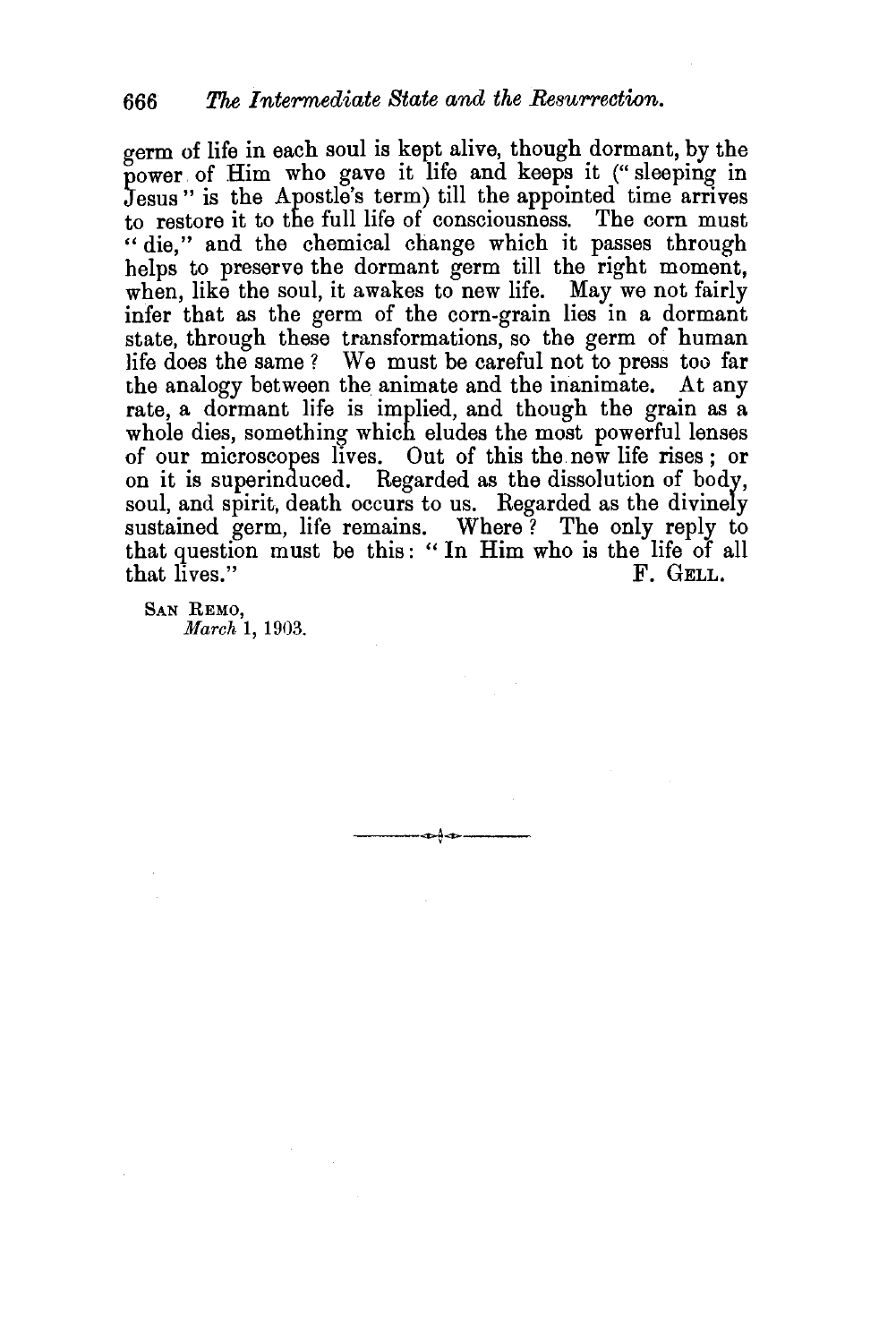germ of life in each soul is kept alive, though dormant, by the power of Him who gave it life and keeps it ("sleeping in Jesus" is the Apostle's term) till the appointed time arrives to restore it to the full life of consciousness. The corn must "die," and the chemical change which it passes through helps to preserve the dormant germ till the right moment, when, like the soul, it awakes to new life. May we not fairly infer that as the germ of the corn-grain lies in a dormant state, through these transformations, so the germ of human life does the same? We must be careful not to press too far the analogy between the animate and the inanimate. At any rate, a dormant life is implied, and though the grain as a whole dies, something which eludes the most powerful lenses of our microscopes lives. Out of this the new life rises; or on it is superinduced. Regarded as the dissolution of body, soul, and spirit, death occurs to us. Regarded as the divinely sustained germ, life remains. Where? The only reply to that question must be this: "In Him who is the life of all that lives."

F. Gell.

San Remo,
*March* 1, 1903.